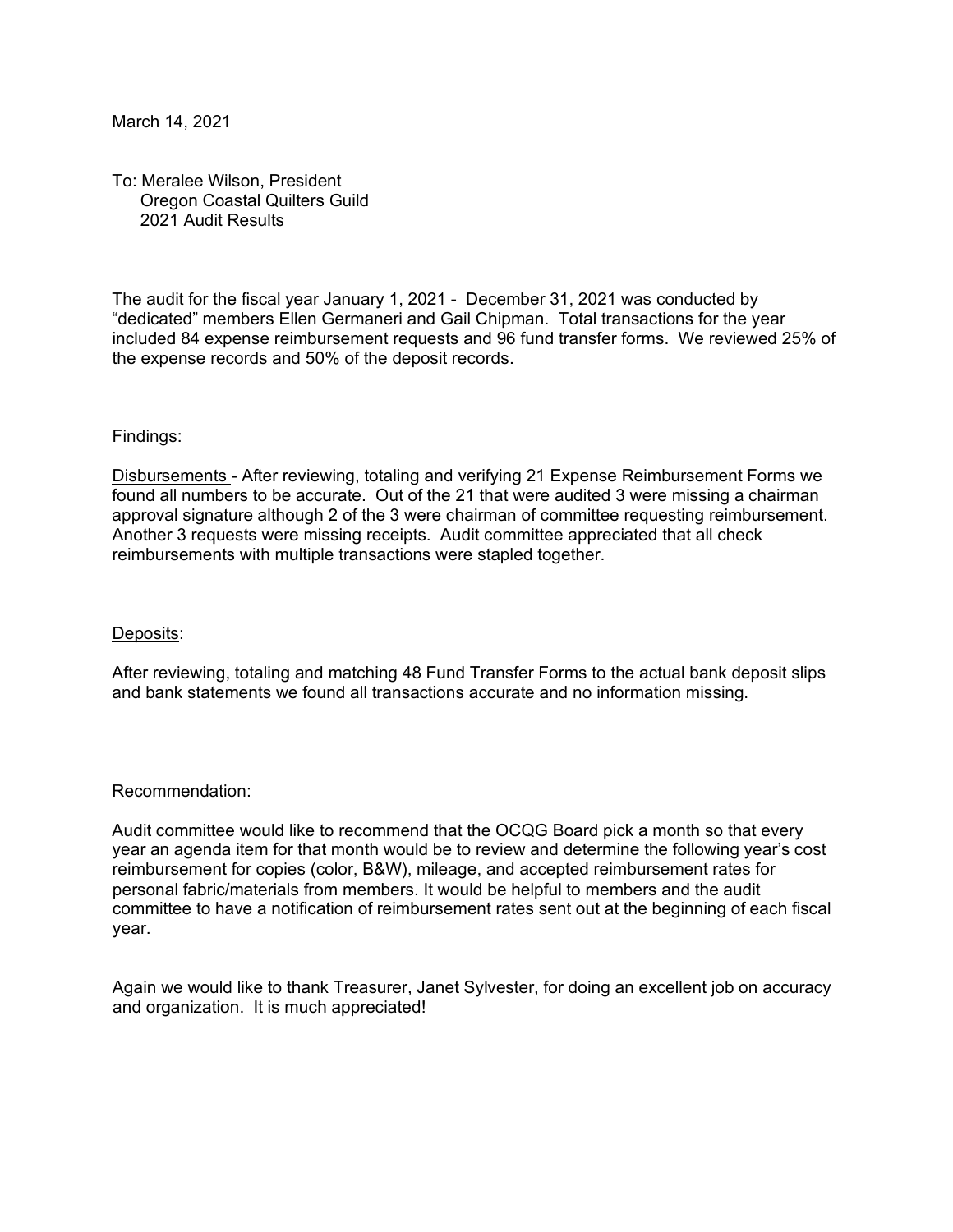March 14, 2021

To: Meralee Wilson, President
Oregon Coastal Quilters Guild
2021 Audit Results

The audit for the fiscal year January 1, 2021 - December 31, 2021 was conducted by "dedicated" members Ellen Germaneri and Gail Chipman. Total transactions for the year included 84 expense reimbursement requests and 96 fund transfer forms. We reviewed 25% of the expense records and 50% of the deposit records.

Findings:

Disbursements - After reviewing, totaling and verifying 21 Expense Reimbursement Forms we found all numbers to be accurate. Out of the 21 that were audited 3 were missing a chairman approval signature although 2 of the 3 were chairman of committee requesting reimbursement. Another 3 requests were missing receipts. Audit committee appreciated that all check reimbursements with multiple transactions were stapled together.

Deposits:

After reviewing, totaling and matching 48 Fund Transfer Forms to the actual bank deposit slips and bank statements we found all transactions accurate and no information missing.

Recommendation:

Audit committee would like to recommend that the OCQG Board pick a month so that every year an agenda item for that month would be to review and determine the following year's cost reimbursement for copies (color, B&W), mileage, and accepted reimbursement rates for personal fabric/materials from members. It would be helpful to members and the audit committee to have a notification of reimbursement rates sent out at the beginning of each fiscal year.

Again we would like to thank Treasurer, Janet Sylvester, for doing an excellent job on accuracy and organization. It is much appreciated!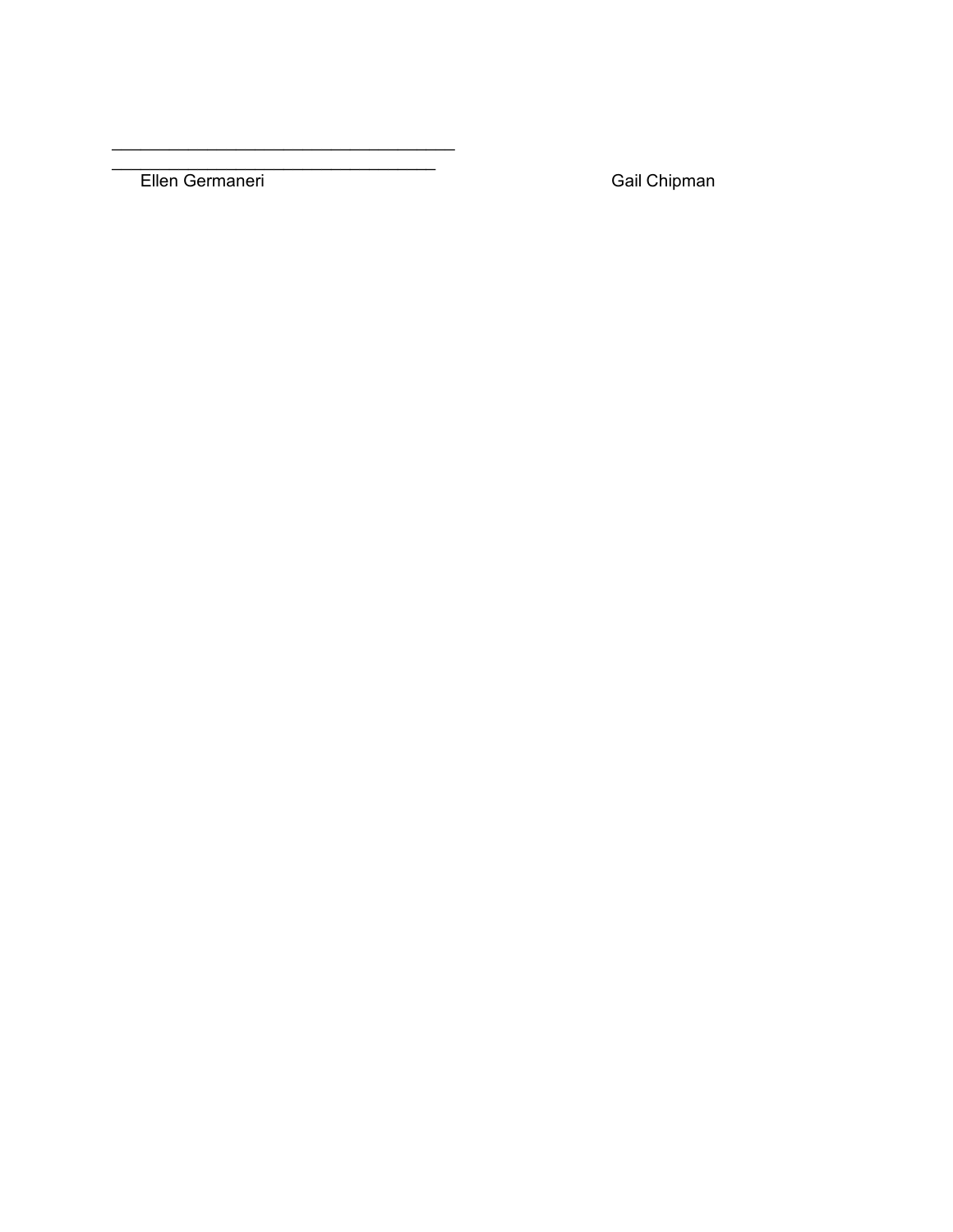____________________________________

__________________________________

Ellen Germaneri Gail Chipman